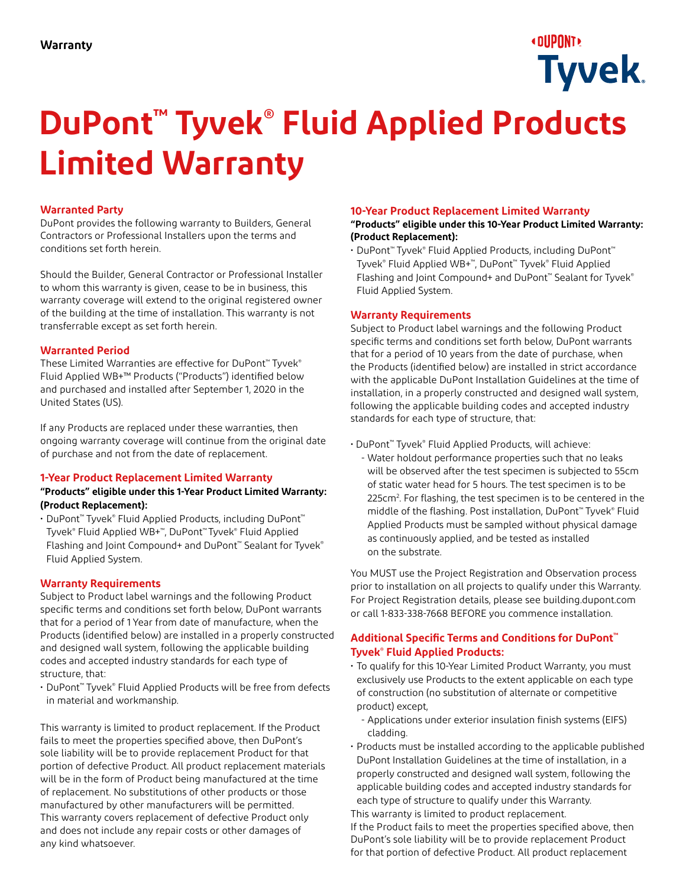Warranty

# DuPont™ Tyvek® Fluid Applied Products Limited Warranty

## Warranted Party

DuPont provides the following warranty to Builders, General Contractors or Professional Installers upon the terms and conditions set forth herein.

Should the Builder, General Contractor or Professional Installer to whom this warranty is given, cease to be in business, this warranty coverage will extend to the original registered owner of the building at the time of installation. This warranty is not transferrable except as set forth herein.

## Warranted Period

These Limited Warranties are effective for DuPont™ Tyvek® Fluid Applied WB+™ Products ("Products") identified below and purchased and installed after September 1, 2020 in the United States (US).

If any Products are replaced under these warranties, then ongoing warranty coverage will continue from the original date of purchase and not from the date of replacement.

## 1-Year Product Replacement Limited Warranty

**"Products" eligible under this 1-Year Product Limited Warranty: (Product Replacement):**

- DuPont™ Tyvek® Fluid Applied Products, including DuPont™ Tyvek® Fluid Applied WB+™, DuPont™ Tyvek® Fluid Applied Flashing and Joint Compound+ and DuPont™ Sealant for Tyvek® Fluid Applied System.

## Warranty Requirements

Subject to Product label warnings and the following Product specific terms and conditions set forth below, DuPont warrants that for a period of 1 Year from date of manufacture, when the Products (identified below) are installed in a properly constructed and designed wall system, following the applicable building codes and accepted industry standards for each type of structure, that:

- DuPont™ Tyvek® Fluid Applied Products will be free from defects in material and workmanship.

This warranty is limited to product replacement. If the Product fails to meet the properties specified above, then DuPont's sole liability will be to provide replacement Product for that portion of defective Product. All product replacement materials will be in the form of Product being manufactured at the time of replacement. No substitutions of other products or those manufactured by other manufacturers will be permitted. This warranty covers replacement of defective Product only and does not include any repair costs or other damages of any kind whatsoever.

## 10-Year Product Replacement Limited Warranty

**"Products" eligible under this 10-Year Product Limited Warranty: (Product Replacement):**

- DuPont™ Tyvek® Fluid Applied Products, including DuPont™ Tyvek® Fluid Applied WB+™, DuPont™ Tyvek® Fluid Applied Flashing and Joint Compound+ and DuPont™ Sealant for Tyvek® Fluid Applied System.

## Warranty Requirements

Subject to Product label warnings and the following Product specific terms and conditions set forth below, DuPont warrants that for a period of 10 years from the date of purchase, when the Products (identified below) are installed in strict accordance with the applicable DuPont Installation Guidelines at the time of installation, in a properly constructed and designed wall system, following the applicable building codes and accepted industry standards for each type of structure, that:

- DuPont™ Tyvek® Fluid Applied Products, will achieve:
  - Water holdout performance properties such that no leaks will be observed after the test specimen is subjected to 55cm of static water head for 5 hours. The test specimen is to be $225cm^2$. For flashing, the test specimen is to be centered in the middle of the flashing. Post installation, DuPont™ Tyvek® Fluid Applied Products must be sampled without physical damage as continuously applied, and be tested as installed on the substrate.

You MUST use the Project Registration and Observation process prior to installation on all projects to qualify under this Warranty. For Project Registration details, please see building.dupont.com or call 1-833-338-7668 BEFORE you commence installation.

## Additional Specific Terms and Conditions for DuPont™ Tyvek® Fluid Applied Products:

- To qualify for this 10-Year Limited Product Warranty, you must exclusively use Products to the extent applicable on each type of construction (no substitution of alternate or competitive product) except,
  - Applications under exterior insulation finish systems (EIFS) cladding.
- Products must be installed according to the applicable published DuPont Installation Guidelines at the time of installation, in a properly constructed and designed wall system, following the applicable building codes and accepted industry standards for each type of structure to qualify under this Warranty.

This warranty is limited to product replacement.
If the Product fails to meet the properties specified above, then DuPont's sole liability will be to provide replacement Product for that portion of defective Product. All product replacement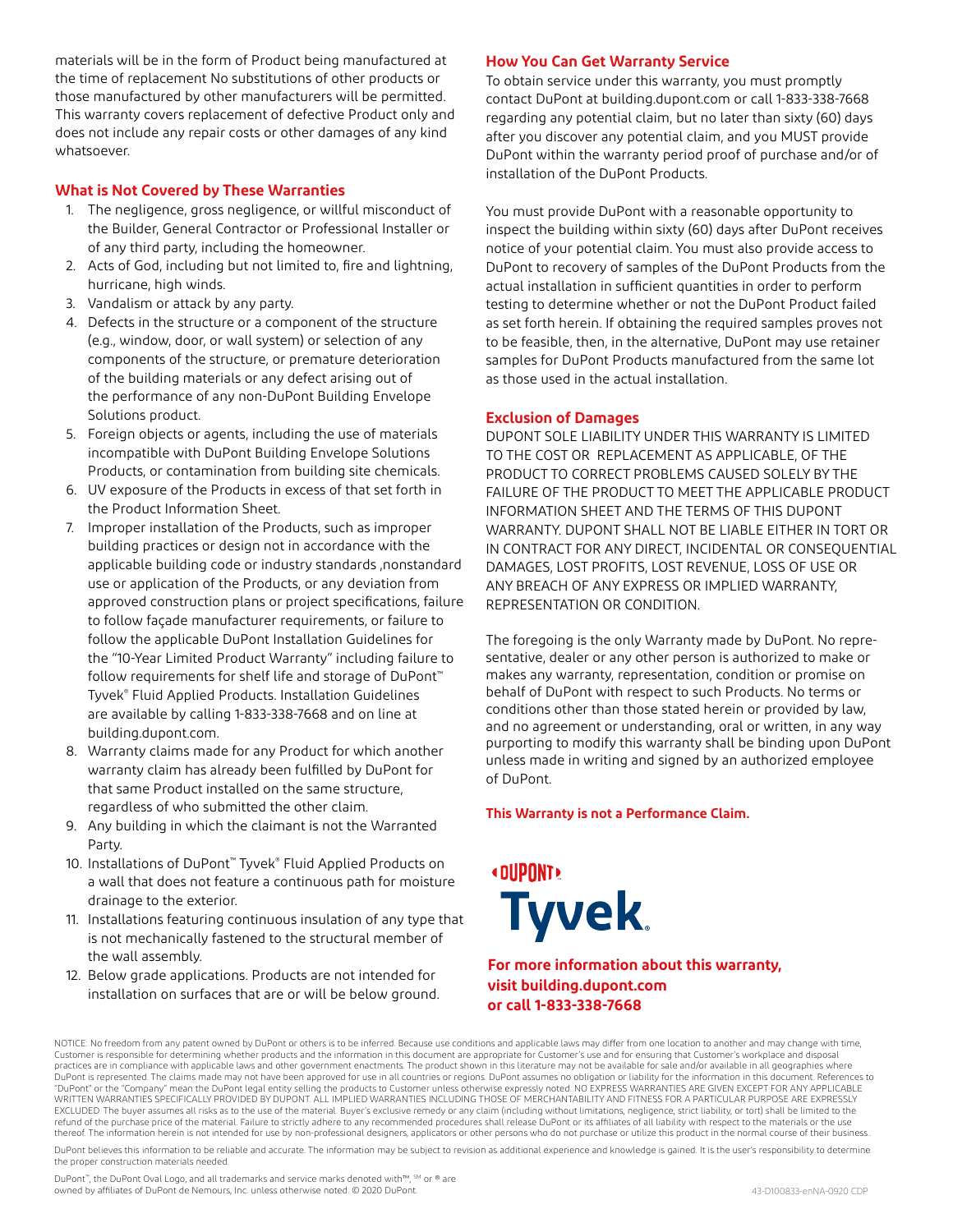materials will be in the form of Product being manufactured at the time of replacement No substitutions of other products or those manufactured by other manufacturers will be permitted. This warranty covers replacement of defective Product only and does not include any repair costs or other damages of any kind whatsoever.

### What is Not Covered by These Warranties

1. The negligence, gross negligence, or willful misconduct of the Builder, General Contractor or Professional Installer or of any third party, including the homeowner.
2. Acts of God, including but not limited to, fire and lightning, hurricane, high winds.
3. Vandalism or attack by any party.
4. Defects in the structure or a component of the structure (e.g., window, door, or wall system) or selection of any components of the structure, or premature deterioration of the building materials or any defect arising out of the performance of any non-DuPont Building Envelope Solutions product.
5. Foreign objects or agents, including the use of materials incompatible with DuPont Building Envelope Solutions Products, or contamination from building site chemicals.
6. UV exposure of the Products in excess of that set forth in the Product Information Sheet.
7. Improper installation of the Products, such as improper building practices or design not in accordance with the applicable building code or industry standards ,nonstandard use or application of the Products, or any deviation from approved construction plans or project specifications, failure to follow façade manufacturer requirements, or failure to follow the applicable DuPont Installation Guidelines for the "10-Year Limited Product Warranty" including failure to follow requirements for shelf life and storage of DuPont™ Tyvek® Fluid Applied Products. Installation Guidelines are available by calling 1-833-338-7668 and on line at building.dupont.com.
8. Warranty claims made for any Product for which another warranty claim has already been fulfilled by DuPont for that same Product installed on the same structure, regardless of who submitted the other claim.
9. Any building in which the claimant is not the Warranted Party.
10. Installations of DuPont™ Tyvek® Fluid Applied Products on a wall that does not feature a continuous path for moisture drainage to the exterior.
11. Installations featuring continuous insulation of any type that is not mechanically fastened to the structural member of the wall assembly.
12. Below grade applications. Products are not intended for installation on surfaces that are or will be below ground.

### How You Can Get Warranty Service

To obtain service under this warranty, you must promptly contact DuPont at building.dupont.com or call 1-833-338-7668 regarding any potential claim, but no later than sixty (60) days after you discover any potential claim, and you MUST provide DuPont within the warranty period proof of purchase and/or of installation of the DuPont Products.

You must provide DuPont with a reasonable opportunity to inspect the building within sixty (60) days after DuPont receives notice of your potential claim. You must also provide access to DuPont to recovery of samples of the DuPont Products from the actual installation in sufficient quantities in order to perform testing to determine whether or not the DuPont Product failed as set forth herein. If obtaining the required samples proves not to be feasible, then, in the alternative, DuPont may use retainer samples for DuPont Products manufactured from the same lot as those used in the actual installation.

### Exclusion of Damages

DUPONT SOLE LIABILITY UNDER THIS WARRANTY IS LIMITED TO THE COST OR REPLACEMENT AS APPLICABLE, OF THE PRODUCT TO CORRECT PROBLEMS CAUSED SOLELY BY THE FAILURE OF THE PRODUCT TO MEET THE APPLICABLE PRODUCT INFORMATION SHEET AND THE TERMS OF THIS DUPONT WARRANTY. DUPONT SHALL NOT BE LIABLE EITHER IN TORT OR IN CONTRACT FOR ANY DIRECT, INCIDENTAL OR CONSEQUENTIAL DAMAGES, LOST PROFITS, LOST REVENUE, LOSS OF USE OR ANY BREACH OF ANY EXPRESS OR IMPLIED WARRANTY, REPRESENTATION OR CONDITION.

The foregoing is the only Warranty made by DuPont. No representative, dealer or any other person is authorized to make or makes any warranty, representation, condition or promise on behalf of DuPont with respect to such Products. No terms or conditions other than those stated herein or provided by law, and no agreement or understanding, oral or written, in any way purporting to modify this warranty shall be binding upon DuPont unless made in writing and signed by an authorized employee of DuPont.

**This Warranty is not a Performance Claim.**

DUPONT™
Tyvek®

**For more information about this warranty, visit building.dupont.com or call 1-833-338-7668**

NOTICE: No freedom from any patent owned by DuPont or others is to be inferred. Because use conditions and applicable laws may differ from one location to another and may change with time, Customer is responsible for determining whether products and the information in this document are appropriate for Customer's use and for ensuring that Customer's workplace and disposal practices are in compliance with applicable laws and other government enactments. The product shown in this literature may not be available for sale and/or available in all geographies where DuPont is represented. The claims made may not have been approved for use in all countries or regions. DuPont assumes no obligation or liability for the information in this document. References to "DuPont" or the "Company" mean the DuPont legal entity selling the products to Customer unless otherwise expressly noted. NO EXPRESS WARRANTIES ARE GIVEN EXCEPT FOR ANY APPLICABLE WRITTEN WARRANTIES SPECIFICALLY PROVIDED BY DUPONT. ALL IMPLIED WARRANTIES INCLUDING THOSE OF MERCHANTABILITY AND FITNESS FOR A PARTICULAR PURPOSE ARE EXPRESSLY EXCLUDED. The buyer assumes all risks as to the use of the material. Buyer's exclusive remedy or any claim (including without limitations, negligence, strict liability, or tort) shall be limited to the refund of the purchase price of the material. Failure to strictly adhere to any recommended procedures shall release DuPont or its affiliates of all liability with respect to the materials or the use thereof. The information herein is not intended for use by non-professional designers, applicators or other persons who do not purchase or utilize this product in the normal course of their business..

DuPont believes this information to be reliable and accurate. The information may be subject to revision as additional experience and knowledge is gained. It is the user's responsibility to determine the proper construction materials needed.

DuPont™, the DuPont Oval Logo, and all trademarks and service marks denoted with™, SM or ® are owned by affiliates of DuPont de Nemours, Inc. unless otherwise noted. © 2020 DuPont.

43-D100833-enNA-0920 CDP